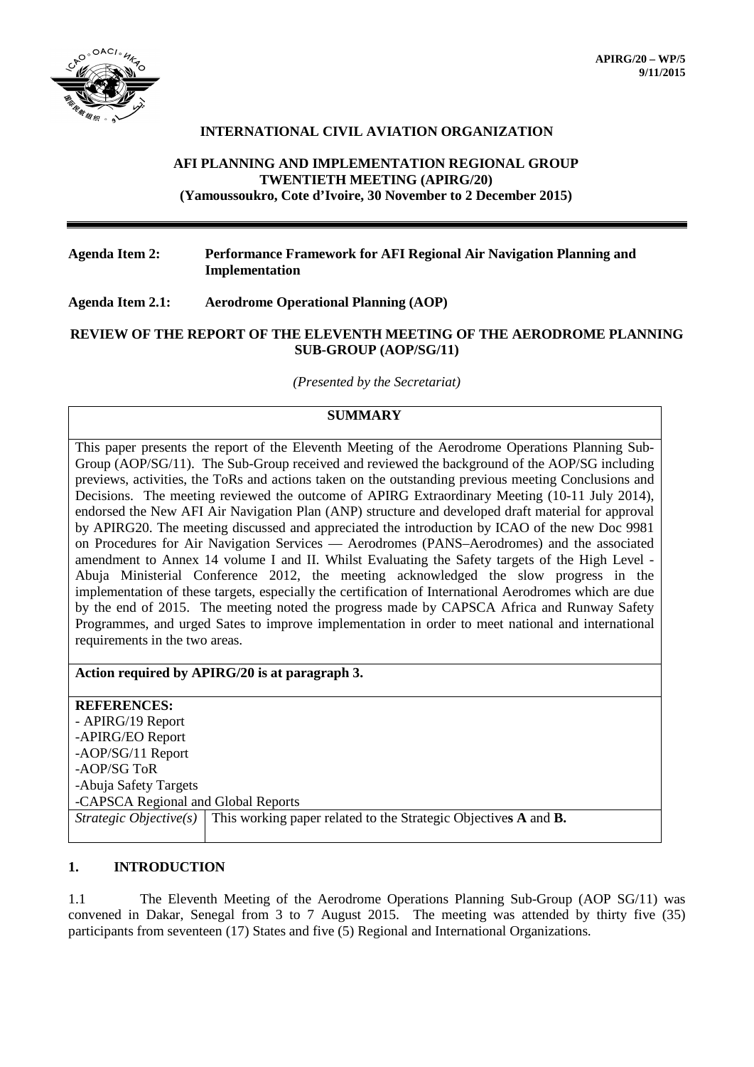**APIRG/20 – WP/5**
**9/11/2015**

**INTERNATIONAL CIVIL AVIATION ORGANIZATION**

**AFI PLANNING AND IMPLEMENTATION REGIONAL GROUP**
**TWENTIETH MEETING (APIRG/20)**
**(Yamoussoukro, Cote d'Ivoire, 30 November to 2 December 2015)**

---

**Agenda Item 2:** **Performance Framework for AFI Regional Air Navigation Planning and Implementation**

**Agenda Item 2.1:** **Aerodrome Operational Planning (AOP)**

**REVIEW OF THE REPORT OF THE ELEVENTH MEETING OF THE AERODROME PLANNING SUB-GROUP (AOP/SG/11)**

*(Presented by the Secretariat)*

| **SUMMARY** | |
|---|---|
| This paper presents the report of the Eleventh Meeting of the Aerodrome Operations Planning Sub-Group (AOP/SG/11). The Sub-Group received and reviewed the background of the AOP/SG including previews, activities, the ToRs and actions taken on the outstanding previous meeting Conclusions and Decisions. The meeting reviewed the outcome of APIRG Extraordinary Meeting (10-11 July 2014), endorsed the New AFI Air Navigation Plan (ANP) structure and developed draft material for approval by APIRG20. The meeting discussed and appreciated the introduction by ICAO of the new Doc 9981 on Procedures for Air Navigation Services — Aerodromes (PANS–Aerodromes) and the associated amendment to Annex 14 volume I and II. Whilst Evaluating the Safety targets of the High Level - Abuja Ministerial Conference 2012, the meeting acknowledged the slow progress in the implementation of these targets, especially the certification of International Aerodromes which are due by the end of 2015. The meeting noted the progress made by CAPSCA Africa and Runway Safety Programmes, and urged Sates to improve implementation in order to meet national and international requirements in the two areas. | |
| **Action required by APIRG/20 is at paragraph 3.** | |
| **REFERENCES:**<br>- APIRG/19 Report<br>-APIRG/EO Report<br>-AOP/SG/11 Report<br>-AOP/SG ToR<br>-Abuja Safety Targets<br>-CAPSCA Regional and Global Reports | |
| *Strategic Objective(s)* | This working paper related to the Strategic Objectives **A** and **B.** |

## 1. INTRODUCTION

1.1 The Eleventh Meeting of the Aerodrome Operations Planning Sub-Group (AOP SG/11) was convened in Dakar, Senegal from 3 to 7 August 2015. The meeting was attended by thirty five (35) participants from seventeen (17) States and five (5) Regional and International Organizations.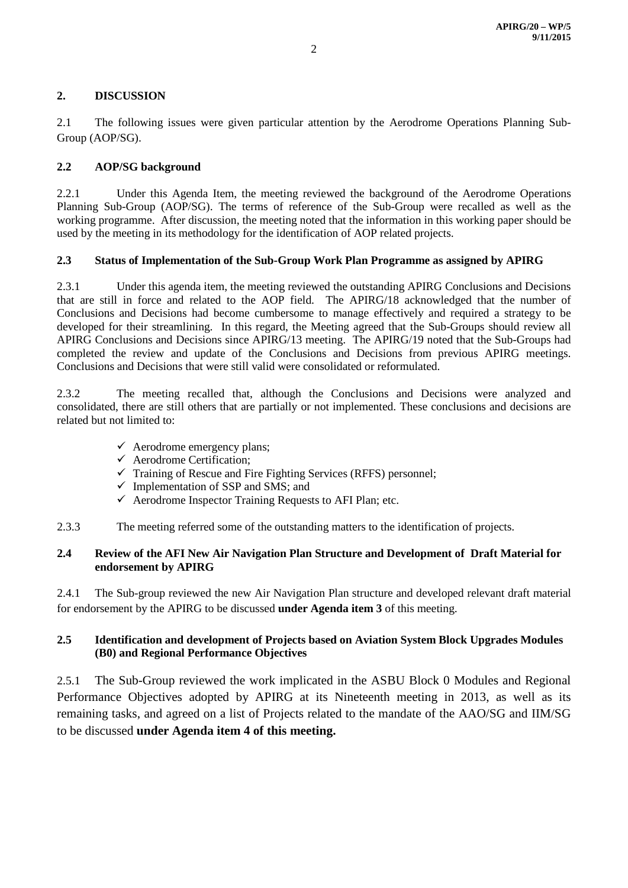## 2. DISCUSSION

2.1 The following issues were given particular attention by the Aerodrome Operations Planning Sub-Group (AOP/SG).

### 2.2 AOP/SG background

2.2.1 Under this Agenda Item, the meeting reviewed the background of the Aerodrome Operations Planning Sub-Group (AOP/SG). The terms of reference of the Sub-Group were recalled as well as the working programme. After discussion, the meeting noted that the information in this working paper should be used by the meeting in its methodology for the identification of AOP related projects.

### 2.3 Status of Implementation of the Sub-Group Work Plan Programme as assigned by APIRG

2.3.1 Under this agenda item, the meeting reviewed the outstanding APIRG Conclusions and Decisions that are still in force and related to the AOP field. The APIRG/18 acknowledged that the number of Conclusions and Decisions had become cumbersome to manage effectively and required a strategy to be developed for their streamlining. In this regard, the Meeting agreed that the Sub-Groups should review all APIRG Conclusions and Decisions since APIRG/13 meeting. The APIRG/19 noted that the Sub-Groups had completed the review and update of the Conclusions and Decisions from previous APIRG meetings. Conclusions and Decisions that were still valid were consolidated or reformulated.

2.3.2 The meeting recalled that, although the Conclusions and Decisions were analyzed and consolidated, there are still others that are partially or not implemented. These conclusions and decisions are related but not limited to:

- ✓ Aerodrome emergency plans;
- ✓ Aerodrome Certification;
- ✓ Training of Rescue and Fire Fighting Services (RFFS) personnel;
- ✓ Implementation of SSP and SMS; and
- ✓ Aerodrome Inspector Training Requests to AFI Plan; etc.

2.3.3 The meeting referred some of the outstanding matters to the identification of projects.

### 2.4 Review of the AFI New Air Navigation Plan Structure and Development of Draft Material for endorsement by APIRG

2.4.1 The Sub-group reviewed the new Air Navigation Plan structure and developed relevant draft material for endorsement by the APIRG to be discussed **under Agenda item 3** of this meeting.

### 2.5 Identification and development of Projects based on Aviation System Block Upgrades Modules (B0) and Regional Performance Objectives

2.5.1 The Sub-Group reviewed the work implicated in the ASBU Block 0 Modules and Regional Performance Objectives adopted by APIRG at its Nineteenth meeting in 2013, as well as its remaining tasks, and agreed on a list of Projects related to the mandate of the AAO/SG and IIM/SG to be discussed **under Agenda item 4 of this meeting.**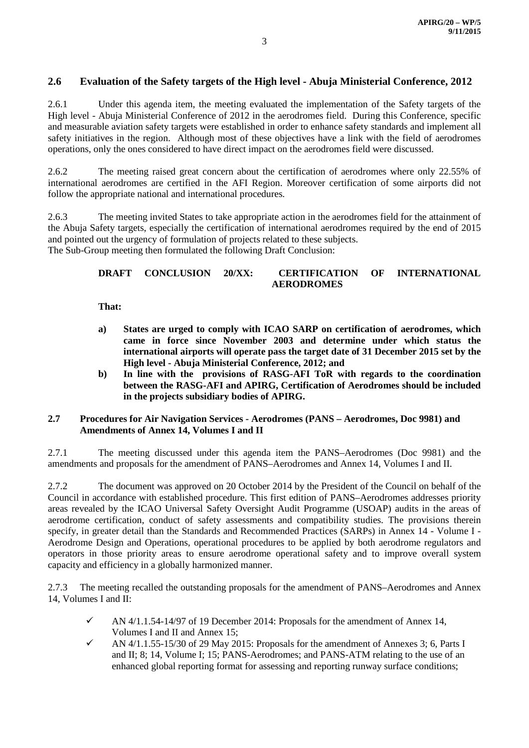## 2.6 Evaluation of the Safety targets of the High level - Abuja Ministerial Conference, 2012

2.6.1 Under this agenda item, the meeting evaluated the implementation of the Safety targets of the High level - Abuja Ministerial Conference of 2012 in the aerodromes field. During this Conference, specific and measurable aviation safety targets were established in order to enhance safety standards and implement all safety initiatives in the region. Although most of these objectives have a link with the field of aerodromes operations, only the ones considered to have direct impact on the aerodromes field were discussed.

2.6.2 The meeting raised great concern about the certification of aerodromes where only 22.55% of international aerodromes are certified in the AFI Region. Moreover certification of some airports did not follow the appropriate national and international procedures.

2.6.3 The meeting invited States to take appropriate action in the aerodromes field for the attainment of the Abuja Safety targets, especially the certification of international aerodromes required by the end of 2015 and pointed out the urgency of formulation of projects related to these subjects.
The Sub-Group meeting then formulated the following Draft Conclusion:

**DRAFT CONCLUSION 20/XX: CERTIFICATION OF INTERNATIONAL AERODROMES**

**That:**

- **a) States are urged to comply with ICAO SARP on certification of aerodromes, which came in force since November 2003 and determine under which status the international airports will operate pass the target date of 31 December 2015 set by the High level - Abuja Ministerial Conference, 2012; and**
- **b) In line with the provisions of RASG-AFI ToR with regards to the coordination between the RASG-AFI and APIRG, Certification of Aerodromes should be included in the projects subsidiary bodies of APIRG.**

## 2.7 Procedures for Air Navigation Services - Aerodromes (PANS – Aerodromes, Doc 9981) and Amendments of Annex 14, Volumes I and II

2.7.1 The meeting discussed under this agenda item the PANS–Aerodromes (Doc 9981) and the amendments and proposals for the amendment of PANS–Aerodromes and Annex 14, Volumes I and II.

2.7.2 The document was approved on 20 October 2014 by the President of the Council on behalf of the Council in accordance with established procedure. This first edition of PANS–Aerodromes addresses priority areas revealed by the ICAO Universal Safety Oversight Audit Programme (USOAP) audits in the areas of aerodrome certification, conduct of safety assessments and compatibility studies. The provisions therein specify, in greater detail than the Standards and Recommended Practices (SARPs) in Annex 14 - Volume I - Aerodrome Design and Operations, operational procedures to be applied by both aerodrome regulators and operators in those priority areas to ensure aerodrome operational safety and to improve overall system capacity and efficiency in a globally harmonized manner.

2.7.3 The meeting recalled the outstanding proposals for the amendment of PANS–Aerodromes and Annex 14, Volumes I and II:

- ✓ AN 4/1.1.54-14/97 of 19 December 2014: Proposals for the amendment of Annex 14, Volumes I and II and Annex 15;
- ✓ AN 4/1.1.55-15/30 of 29 May 2015: Proposals for the amendment of Annexes 3; 6, Parts I and II; 8; 14, Volume I; 15; PANS-Aerodromes; and PANS-ATM relating to the use of an enhanced global reporting format for assessing and reporting runway surface conditions;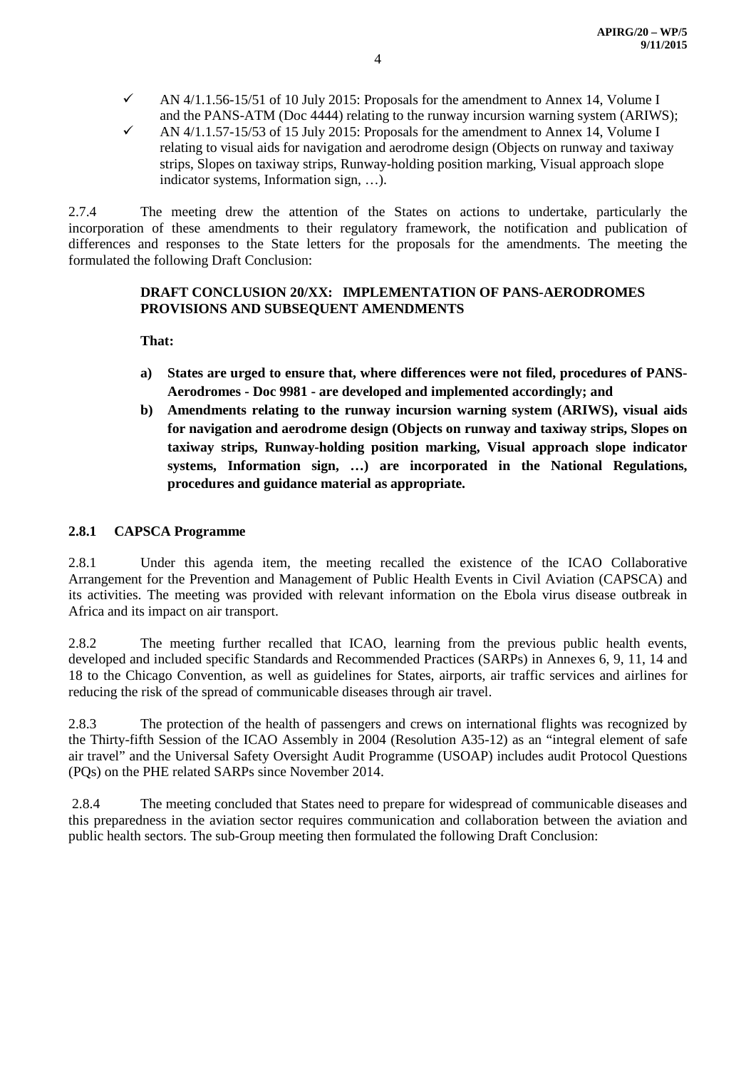- ✓ AN 4/1.1.56-15/51 of 10 July 2015: Proposals for the amendment to Annex 14, Volume I and the PANS-ATM (Doc 4444) relating to the runway incursion warning system (ARIWS);
- ✓ AN 4/1.1.57-15/53 of 15 July 2015: Proposals for the amendment to Annex 14, Volume I relating to visual aids for navigation and aerodrome design (Objects on runway and taxiway strips, Slopes on taxiway strips, Runway-holding position marking, Visual approach slope indicator systems, Information sign, …).

2.7.4 The meeting drew the attention of the States on actions to undertake, particularly the incorporation of these amendments to their regulatory framework, the notification and publication of differences and responses to the State letters for the proposals for the amendments. The meeting the formulated the following Draft Conclusion:

> **DRAFT CONCLUSION 20/XX: IMPLEMENTATION OF PANS-AERODROMES PROVISIONS AND SUBSEQUENT AMENDMENTS**
>
> **That:**
>
> **a) States are urged to ensure that, where differences were not filed, procedures of PANS-Aerodromes - Doc 9981 - are developed and implemented accordingly; and**
>
> **b) Amendments relating to the runway incursion warning system (ARIWS), visual aids for navigation and aerodrome design (Objects on runway and taxiway strips, Slopes on taxiway strips, Runway-holding position marking, Visual approach slope indicator systems, Information sign, …) are incorporated in the National Regulations, procedures and guidance material as appropriate.**

### 2.8.1 CAPSCA Programme

2.8.1 Under this agenda item, the meeting recalled the existence of the ICAO Collaborative Arrangement for the Prevention and Management of Public Health Events in Civil Aviation (CAPSCA) and its activities. The meeting was provided with relevant information on the Ebola virus disease outbreak in Africa and its impact on air transport.

2.8.2 The meeting further recalled that ICAO, learning from the previous public health events, developed and included specific Standards and Recommended Practices (SARPs) in Annexes 6, 9, 11, 14 and 18 to the Chicago Convention, as well as guidelines for States, airports, air traffic services and airlines for reducing the risk of the spread of communicable diseases through air travel.

2.8.3 The protection of the health of passengers and crews on international flights was recognized by the Thirty-fifth Session of the ICAO Assembly in 2004 (Resolution A35-12) as an "integral element of safe air travel" and the Universal Safety Oversight Audit Programme (USOAP) includes audit Protocol Questions (PQs) on the PHE related SARPs since November 2014.

2.8.4 The meeting concluded that States need to prepare for widespread of communicable diseases and this preparedness in the aviation sector requires communication and collaboration between the aviation and public health sectors. The sub-Group meeting then formulated the following Draft Conclusion: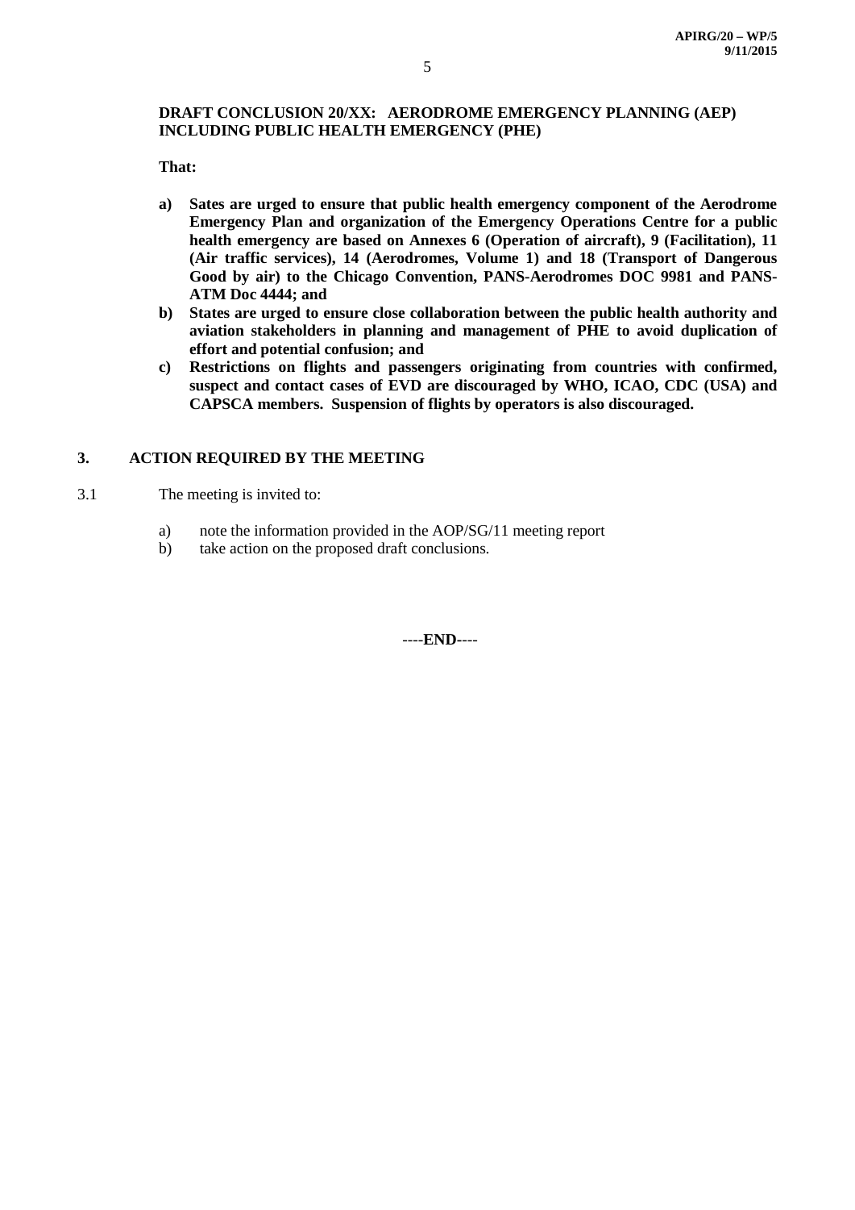**DRAFT CONCLUSION 20/XX: AERODROME EMERGENCY PLANNING (AEP) INCLUDING PUBLIC HEALTH EMERGENCY (PHE)**

**That:**

**a) Sates are urged to ensure that public health emergency component of the Aerodrome Emergency Plan and organization of the Emergency Operations Centre for a public health emergency are based on Annexes 6 (Operation of aircraft), 9 (Facilitation), 11 (Air traffic services), 14 (Aerodromes, Volume 1) and 18 (Transport of Dangerous Good by air) to the Chicago Convention, PANS-Aerodromes DOC 9981 and PANS-ATM Doc 4444; and**

**b) States are urged to ensure close collaboration between the public health authority and aviation stakeholders in planning and management of PHE to avoid duplication of effort and potential confusion; and**

**c) Restrictions on flights and passengers originating from countries with confirmed, suspect and contact cases of EVD are discouraged by WHO, ICAO, CDC (USA) and CAPSCA members. Suspension of flights by operators is also discouraged.**

## 3. ACTION REQUIRED BY THE MEETING

3.1 The meeting is invited to:

a) note the information provided in the AOP/SG/11 meeting report
b) take action on the proposed draft conclusions.

----**END**----